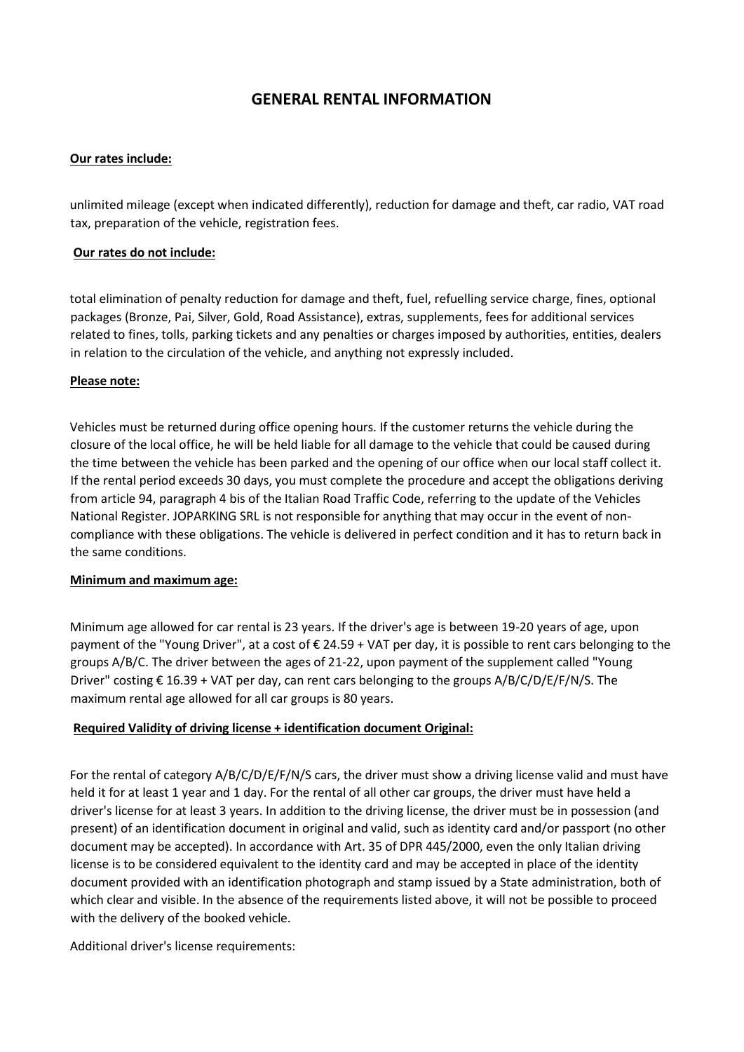# GENERAL RENTAL INFORMATION

**Our rates include:**

unlimited mileage (except when indicated differently), reduction for damage and theft, car radio, VAT road tax, preparation of the vehicle, registration fees.

**Our rates do not include:**

total elimination of penalty reduction for damage and theft, fuel, refuelling service charge, fines, optional packages (Bronze, Pai, Silver, Gold, Road Assistance), extras, supplements, fees for additional services related to fines, tolls, parking tickets and any penalties or charges imposed by authorities, entities, dealers in relation to the circulation of the vehicle, and anything not expressly included.

**Please note:**

Vehicles must be returned during office opening hours. If the customer returns the vehicle during the closure of the local office, he will be held liable for all damage to the vehicle that could be caused during the time between the vehicle has been parked and the opening of our office when our local staff collect it. If the rental period exceeds 30 days, you must complete the procedure and accept the obligations deriving from article 94, paragraph 4 bis of the Italian Road Traffic Code, referring to the update of the Vehicles National Register. JOPARKING SRL is not responsible for anything that may occur in the event of non-compliance with these obligations. The vehicle is delivered in perfect condition and it has to return back in the same conditions.

**Minimum and maximum age:**

Minimum age allowed for car rental is 23 years. If the driver's age is between 19-20 years of age, upon payment of the "Young Driver", at a cost of € 24.59 + VAT per day, it is possible to rent cars belonging to the groups A/B/C. The driver between the ages of 21-22, upon payment of the supplement called "Young Driver" costing € 16.39 + VAT per day, can rent cars belonging to the groups A/B/C/D/E/F/N/S. The maximum rental age allowed for all car groups is 80 years.

**Required Validity of driving license + identification document Original:**

For the rental of category A/B/C/D/E/F/N/S cars, the driver must show a driving license valid and must have held it for at least 1 year and 1 day. For the rental of all other car groups, the driver must have held a driver's license for at least 3 years. In addition to the driving license, the driver must be in possession (and present) of an identification document in original and valid, such as identity card and/or passport (no other document may be accepted). In accordance with Art. 35 of DPR 445/2000, even the only Italian driving license is to be considered equivalent to the identity card and may be accepted in place of the identity document provided with an identification photograph and stamp issued by a State administration, both of which clear and visible. In the absence of the requirements listed above, it will not be possible to proceed with the delivery of the booked vehicle.

Additional driver's license requirements: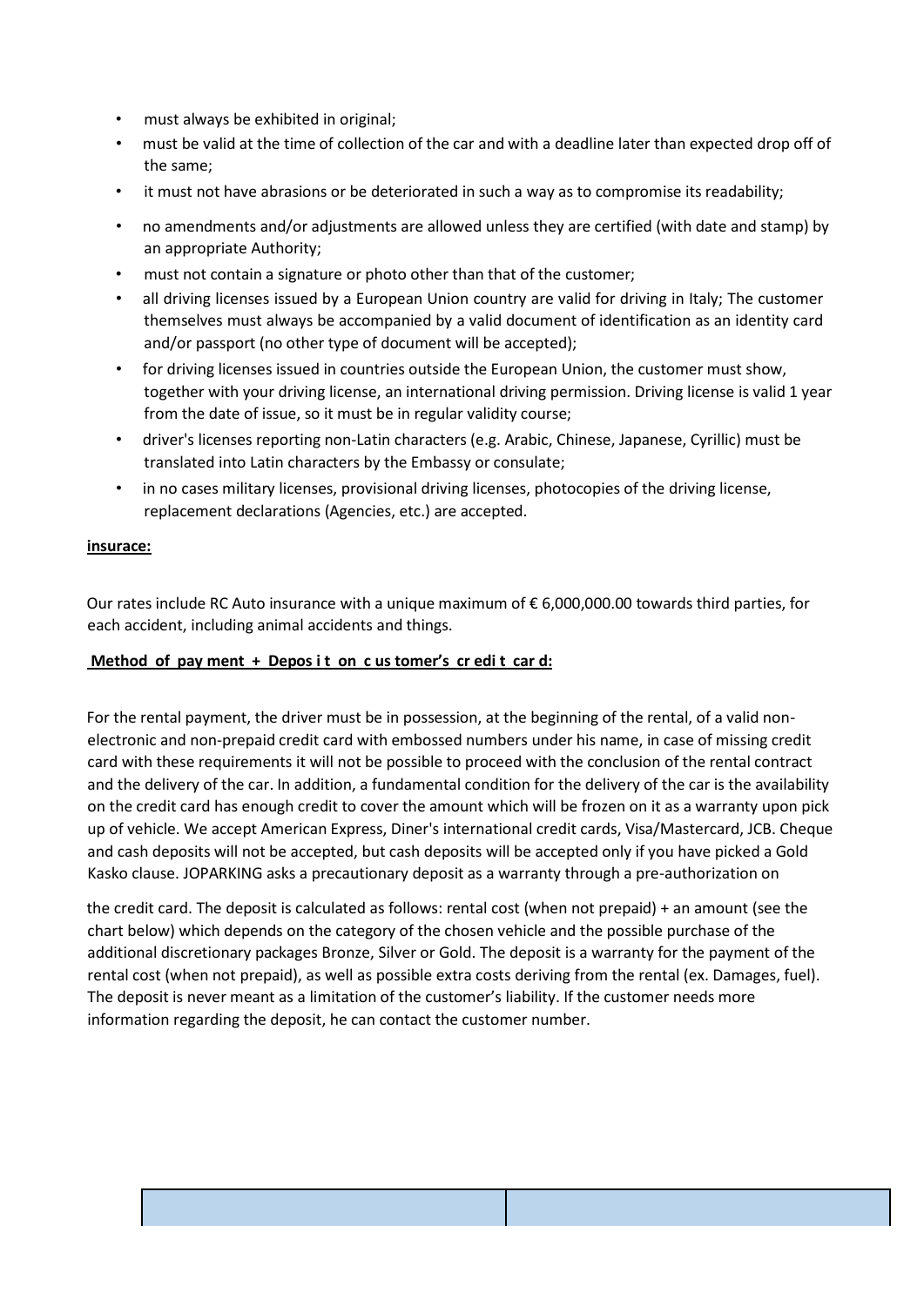- must always be exhibited in original;
- must be valid at the time of collection of the car and with a deadline later than expected drop off of the same;
- it must not have abrasions or be deteriorated in such a way as to compromise its readability;
- no amendments and/or adjustments are allowed unless they are certified (with date and stamp) by an appropriate Authority;
- must not contain a signature or photo other than that of the customer;
- all driving licenses issued by a European Union country are valid for driving in Italy; The customer themselves must always be accompanied by a valid document of identification as an identity card and/or passport (no other type of document will be accepted);
- for driving licenses issued in countries outside the European Union, the customer must show, together with your driving license, an international driving permission. Driving license is valid 1 year from the date of issue, so it must be in regular validity course;
- driver's licenses reporting non-Latin characters (e.g. Arabic, Chinese, Japanese, Cyrillic) must be translated into Latin characters by the Embassy or consulate;
- in no cases military licenses, provisional driving licenses, photocopies of the driving license, replacement declarations (Agencies, etc.) are accepted.

**insurace:**

Our rates include RC Auto insurance with a unique maximum of € 6,000,000.00 towards third parties, for each accident, including animal accidents and things.

**Method of payment + Deposit on customer's credit card:**

For the rental payment, the driver must be in possession, at the beginning of the rental, of a valid non-electronic and non-prepaid credit card with embossed numbers under his name, in case of missing credit card with these requirements it will not be possible to proceed with the conclusion of the rental contract and the delivery of the car. In addition, a fundamental condition for the delivery of the car is the availability on the credit card has enough credit to cover the amount which will be frozen on it as a warranty upon pick up of vehicle. We accept American Express, Diner's international credit cards, Visa/Mastercard, JCB. Cheque and cash deposits will not be accepted, but cash deposits will be accepted only if you have picked a Gold Kasko clause. JOPARKING asks a precautionary deposit as a warranty through a pre-authorization on the credit card. The deposit is calculated as follows: rental cost (when not prepaid) + an amount (see the chart below) which depends on the category of the chosen vehicle and the possible purchase of the additional discretionary packages Bronze, Silver or Gold. The deposit is a warranty for the payment of the rental cost (when not prepaid), as well as possible extra costs deriving from the rental (ex. Damages, fuel). The deposit is never meant as a limitation of the customer's liability. If the customer needs more information regarding the deposit, he can contact the customer number.

| | |
|---|---|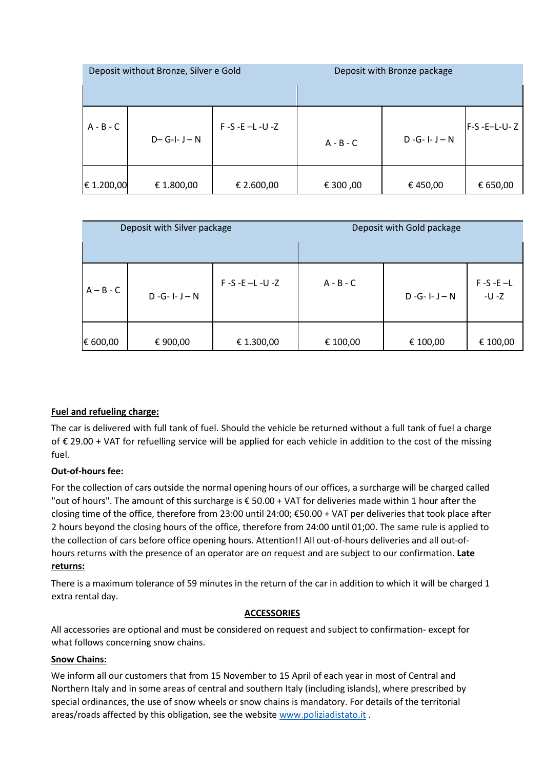| Deposit without Bronze, Silver e Gold | | | Deposit with Bronze package | | |
|---|---|---|---|---|---|
| A - B - C | D– G-I- J – N | F -S -E –L -U -Z | A - B - C | D -G- I- J – N | F-S -E–L-U- Z |
| € 1.200,00 | € 1.800,00 | € 2.600,00 | € 300 ,00 | € 450,00 | € 650,00 |

| Deposit with Silver package | | | Deposit with Gold package | | |
|---|---|---|---|---|---|
| A – B - C | D -G- I- J – N | F -S -E –L -U -Z | A - B - C | D -G- I- J – N | F -S -E –L -U -Z |
| € 600,00 | € 900,00 | € 1.300,00 | € 100,00 | € 100,00 | € 100,00 |

**Fuel and refueling charge:**

The car is delivered with full tank of fuel. Should the vehicle be returned without a full tank of fuel a charge of € 29.00 + VAT for refuelling service will be applied for each vehicle in addition to the cost of the missing fuel.

**Out-of-hours fee:**

For the collection of cars outside the normal opening hours of our offices, a surcharge will be charged called "out of hours". The amount of this surcharge is € 50.00 + VAT for deliveries made within 1 hour after the closing time of the office, therefore from 23:00 until 24:00; €50.00 + VAT per deliveries that took place after 2 hours beyond the closing hours of the office, therefore from 24:00 until 01;00. The same rule is applied to the collection of cars before office opening hours. Attention!! All out-of-hours deliveries and all out-of-hours returns with the presence of an operator are on request and are subject to our confirmation.

**Late returns:**

There is a maximum tolerance of 59 minutes in the return of the car in addition to which it will be charged 1 extra rental day.

**ACCESSORIES**

All accessories are optional and must be considered on request and subject to confirmation- except for what follows concerning snow chains.

**Snow Chains:**

We inform all our customers that from 15 November to 15 April of each year in most of Central and Northern Italy and in some areas of central and southern Italy (including islands), where prescribed by special ordinances, the use of snow wheels or snow chains is mandatory. For details of the territorial areas/roads affected by this obligation, see the website www.poliziadistato.it .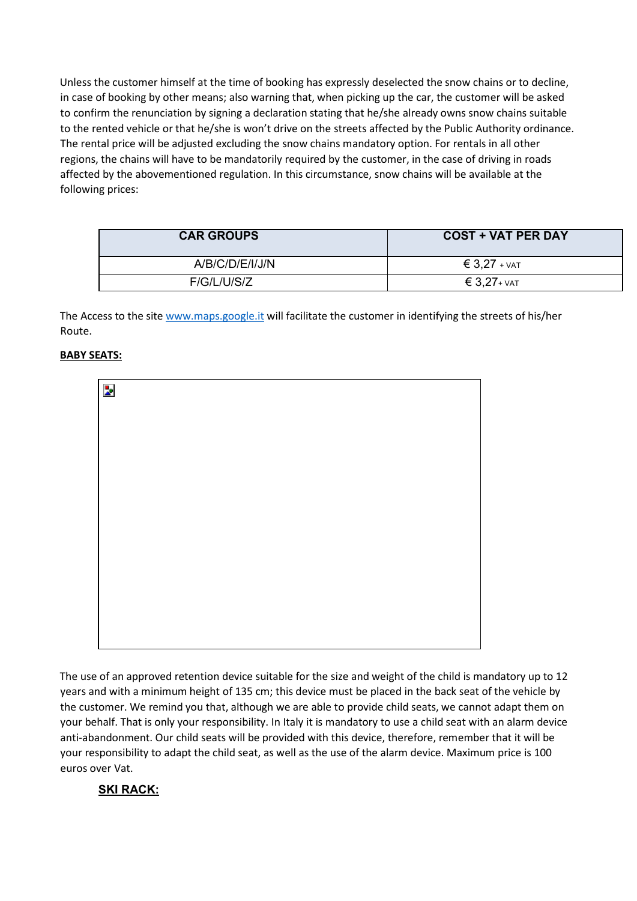Unless the customer himself at the time of booking has expressly deselected the snow chains or to decline, in case of booking by other means; also warning that, when picking up the car, the customer will be asked to confirm the renunciation by signing a declaration stating that he/she already owns snow chains suitable to the rented vehicle or that he/she is won't drive on the streets affected by the Public Authority ordinance. The rental price will be adjusted excluding the snow chains mandatory option. For rentals in all other regions, the chains will have to be mandatorily required by the customer, in the case of driving in roads affected by the abovementioned regulation. In this circumstance, snow chains will be available at the following prices:

| CAR GROUPS | COST + VAT PER DAY |
|---|---|
| A/B/C/D/E/I/J/N | € 3,27 + VAT |
| F/G/L/U/S/Z | € 3,27+ VAT |

The Access to the site www.maps.google.it will facilitate the customer in identifying the streets of his/her Route.

**BABY SEATS:**

The use of an approved retention device suitable for the size and weight of the child is mandatory up to 12 years and with a minimum height of 135 cm; this device must be placed in the back seat of the vehicle by the customer. We remind you that, although we are able to provide child seats, we cannot adapt them on your behalf. That is only your responsibility. In Italy it is mandatory to use a child seat with an alarm device anti-abandonment. Our child seats will be provided with this device, therefore, remember that it will be your responsibility to adapt the child seat, as well as the use of the alarm device. Maximum price is 100 euros over Vat.

**SKI RACK:**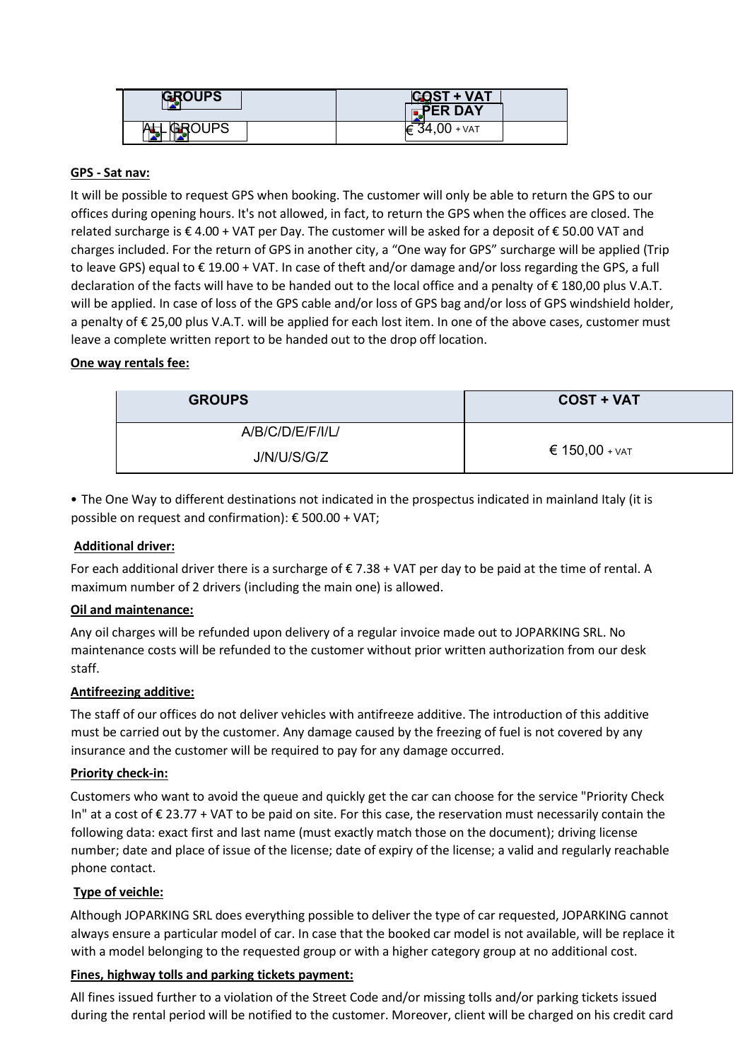| GROUPS | COST + VAT PER DAY |
| --- | --- |
| ALL GROUPS | € 34,00 + VAT |

**GPS - Sat nav:**

It will be possible to request GPS when booking. The customer will only be able to return the GPS to our offices during opening hours. It's not allowed, in fact, to return the GPS when the offices are closed. The related surcharge is € 4.00 + VAT per Day. The customer will be asked for a deposit of € 50.00 VAT and charges included. For the return of GPS in another city, a "One way for GPS" surcharge will be applied (Trip to leave GPS) equal to € 19.00 + VAT. In case of theft and/or damage and/or loss regarding the GPS, a full declaration of the facts will have to be handed out to the local office and a penalty of € 180,00 plus V.A.T. will be applied. In case of loss of the GPS cable and/or loss of GPS bag and/or loss of GPS windshield holder, a penalty of € 25,00 plus V.A.T. will be applied for each lost item. In one of the above cases, customer must leave a complete written report to be handed out to the drop off location.

**One way rentals fee:**

| GROUPS | COST + VAT |
| --- | --- |
| A/B/C/D/E/F/I/L/ J/N/U/S/G/Z | € 150,00 + VAT |

• The One Way to different destinations not indicated in the prospectus indicated in mainland Italy (it is possible on request and confirmation): € 500.00 + VAT;

**Additional driver:**

For each additional driver there is a surcharge of € 7.38 + VAT per day to be paid at the time of rental. A maximum number of 2 drivers (including the main one) is allowed.

**Oil and maintenance:**

Any oil charges will be refunded upon delivery of a regular invoice made out to JOPARKING SRL. No maintenance costs will be refunded to the customer without prior written authorization from our desk staff.

**Antifreezing additive:**

The staff of our offices do not deliver vehicles with antifreeze additive. The introduction of this additive must be carried out by the customer. Any damage caused by the freezing of fuel is not covered by any insurance and the customer will be required to pay for any damage occurred.

**Priority check-in:**

Customers who want to avoid the queue and quickly get the car can choose for the service "Priority Check In" at a cost of € 23.77 + VAT to be paid on site. For this case, the reservation must necessarily contain the following data: exact first and last name (must exactly match those on the document); driving license number; date and place of issue of the license; date of expiry of the license; a valid and regularly reachable phone contact.

**Type of veichle:**

Although JOPARKING SRL does everything possible to deliver the type of car requested, JOPARKING cannot always ensure a particular model of car. In case that the booked car model is not available, will be replace it with a model belonging to the requested group or with a higher category group at no additional cost.

**Fines, highway tolls and parking tickets payment:**

All fines issued further to a violation of the Street Code and/or missing tolls and/or parking tickets issued during the rental period will be notified to the customer. Moreover, client will be charged on his credit card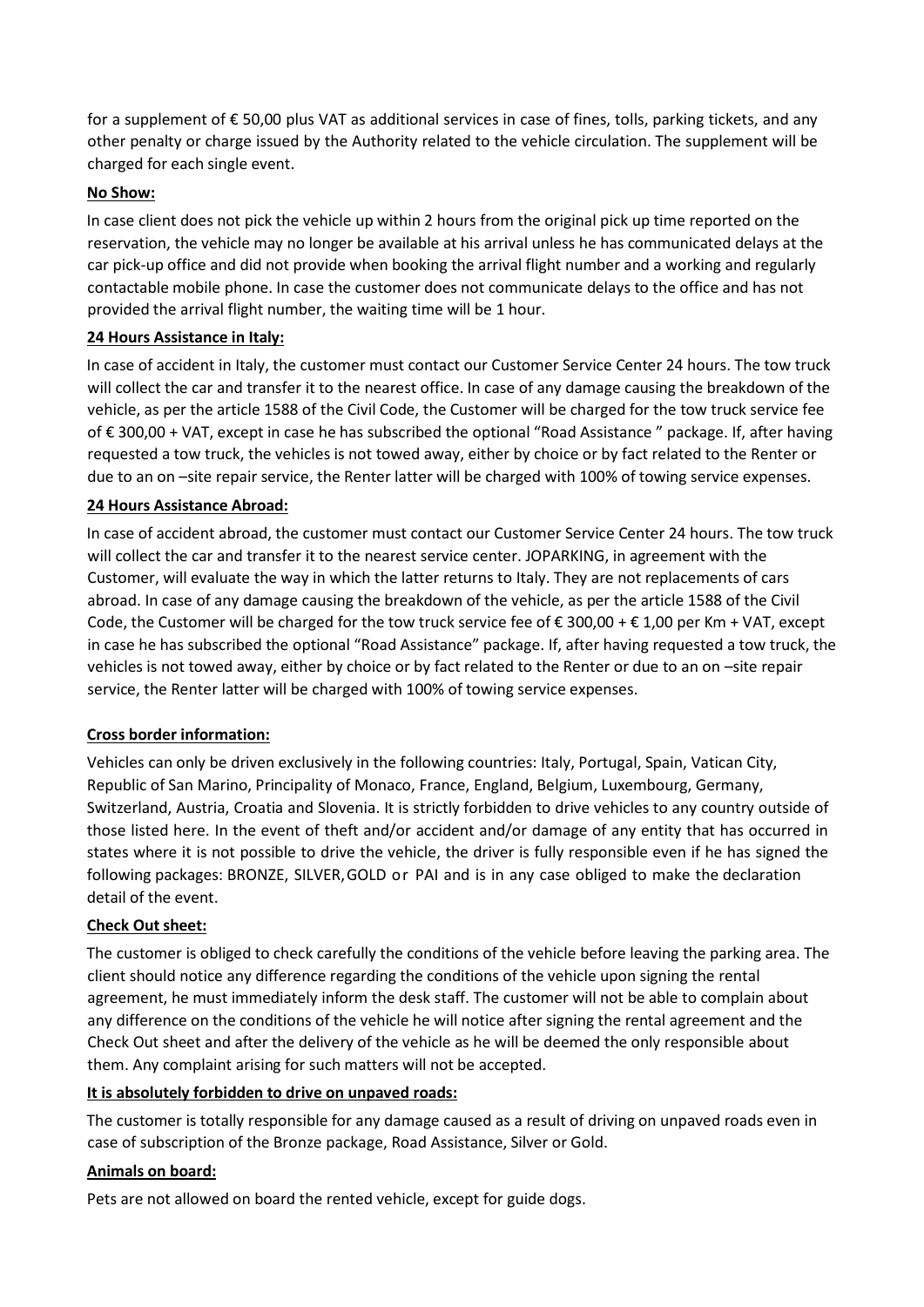for a supplement of € 50,00 plus VAT as additional services in case of fines, tolls, parking tickets, and any other penalty or charge issued by the Authority related to the vehicle circulation. The supplement will be charged for each single event.

**No Show:**

In case client does not pick the vehicle up within 2 hours from the original pick up time reported on the reservation, the vehicle may no longer be available at his arrival unless he has communicated delays at the car pick-up office and did not provide when booking the arrival flight number and a working and regularly contactable mobile phone. In case the customer does not communicate delays to the office and has not provided the arrival flight number, the waiting time will be 1 hour.

**24 Hours Assistance in Italy:**

In case of accident in Italy, the customer must contact our Customer Service Center 24 hours. The tow truck will collect the car and transfer it to the nearest office. In case of any damage causing the breakdown of the vehicle, as per the article 1588 of the Civil Code, the Customer will be charged for the tow truck service fee of € 300,00 + VAT, except in case he has subscribed the optional "Road Assistance " package. If, after having requested a tow truck, the vehicles is not towed away, either by choice or by fact related to the Renter or due to an on –site repair service, the Renter latter will be charged with 100% of towing service expenses.

**24 Hours Assistance Abroad:**

In case of accident abroad, the customer must contact our Customer Service Center 24 hours. The tow truck will collect the car and transfer it to the nearest service center. JOPARKING, in agreement with the Customer, will evaluate the way in which the latter returns to Italy. They are not replacements of cars abroad. In case of any damage causing the breakdown of the vehicle, as per the article 1588 of the Civil Code, the Customer will be charged for the tow truck service fee of € 300,00 + € 1,00 per Km + VAT, except in case he has subscribed the optional "Road Assistance" package. If, after having requested a tow truck, the vehicles is not towed away, either by choice or by fact related to the Renter or due to an on –site repair service, the Renter latter will be charged with 100% of towing service expenses.

**Cross border information:**

Vehicles can only be driven exclusively in the following countries: Italy, Portugal, Spain, Vatican City, Republic of San Marino, Principality of Monaco, France, England, Belgium, Luxembourg, Germany, Switzerland, Austria, Croatia and Slovenia. It is strictly forbidden to drive vehicles to any country outside of those listed here. In the event of theft and/or accident and/or damage of any entity that has occurred in states where it is not possible to drive the vehicle, the driver is fully responsible even if he has signed the following packages: BRONZE, SILVER, GOLD or PAI and is in any case obliged to make the declaration detail of the event.

**Check Out sheet:**

The customer is obliged to check carefully the conditions of the vehicle before leaving the parking area. The client should notice any difference regarding the conditions of the vehicle upon signing the rental agreement, he must immediately inform the desk staff. The customer will not be able to complain about any difference on the conditions of the vehicle he will notice after signing the rental agreement and the Check Out sheet and after the delivery of the vehicle as he will be deemed the only responsible about them. Any complaint arising for such matters will not be accepted.

**It is absolutely forbidden to drive on unpaved roads:**

The customer is totally responsible for any damage caused as a result of driving on unpaved roads even in case of subscription of the Bronze package, Road Assistance, Silver or Gold.

**Animals on board:**

Pets are not allowed on board the rented vehicle, except for guide dogs.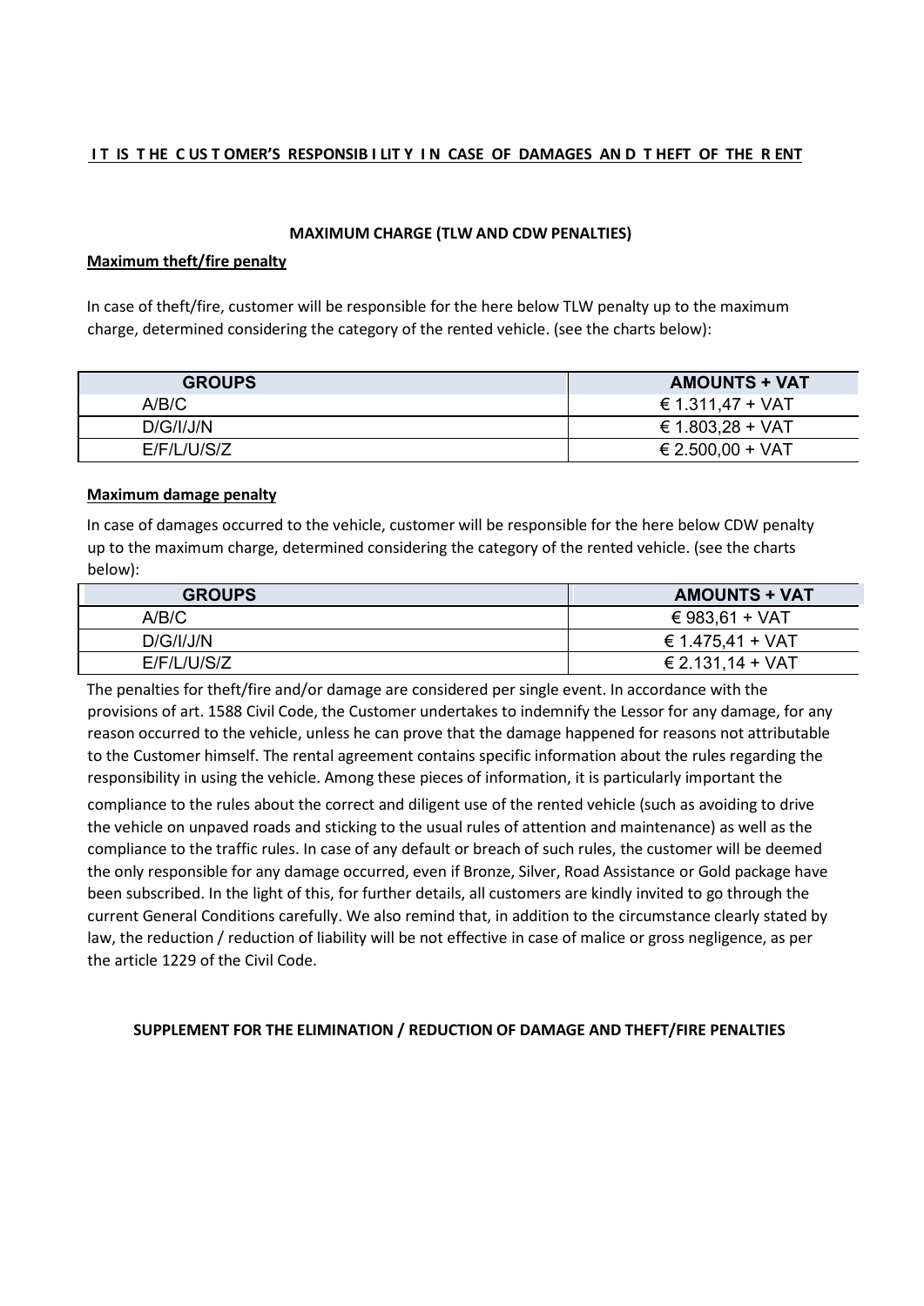**IT IS THE CUSTOMER'S RESPONSIBILITY IN CASE OF DAMAGES AND THEFT OF THE RENT**

**MAXIMUM CHARGE (TLW AND CDW PENALTIES)**

**Maximum theft/fire penalty**

In case of theft/fire, customer will be responsible for the here below TLW penalty up to the maximum charge, determined considering the category of the rented vehicle. (see the charts below):

| GROUPS | AMOUNTS + VAT |
|---|---|
| A/B/C | € 1.311,47 + VAT |
| D/G/I/J/N | € 1.803,28 + VAT |
| E/F/L/U/S/Z | € 2.500,00 + VAT |

**Maximum damage penalty**

In case of damages occurred to the vehicle, customer will be responsible for the here below CDW penalty up to the maximum charge, determined considering the category of the rented vehicle. (see the charts below):

| GROUPS | AMOUNTS + VAT |
|---|---|
| A/B/C | € 983,61 + VAT |
| D/G/I/J/N | € 1.475,41 + VAT |
| E/F/L/U/S/Z | € 2.131,14 + VAT |

The penalties for theft/fire and/or damage are considered per single event. In accordance with the provisions of art. 1588 Civil Code, the Customer undertakes to indemnify the Lessor for any damage, for any reason occurred to the vehicle, unless he can prove that the damage happened for reasons not attributable to the Customer himself. The rental agreement contains specific information about the rules regarding the responsibility in using the vehicle. Among these pieces of information, it is particularly important the compliance to the rules about the correct and diligent use of the rented vehicle (such as avoiding to drive the vehicle on unpaved roads and sticking to the usual rules of attention and maintenance) as well as the compliance to the traffic rules. In case of any default or breach of such rules, the customer will be deemed the only responsible for any damage occurred, even if Bronze, Silver, Road Assistance or Gold package have been subscribed. In the light of this, for further details, all customers are kindly invited to go through the current General Conditions carefully. We also remind that, in addition to the circumstance clearly stated by law, the reduction / reduction of liability will be not effective in case of malice or gross negligence, as per the article 1229 of the Civil Code.

**SUPPLEMENT FOR THE ELIMINATION / REDUCTION OF DAMAGE AND THEFT/FIRE PENALTIES**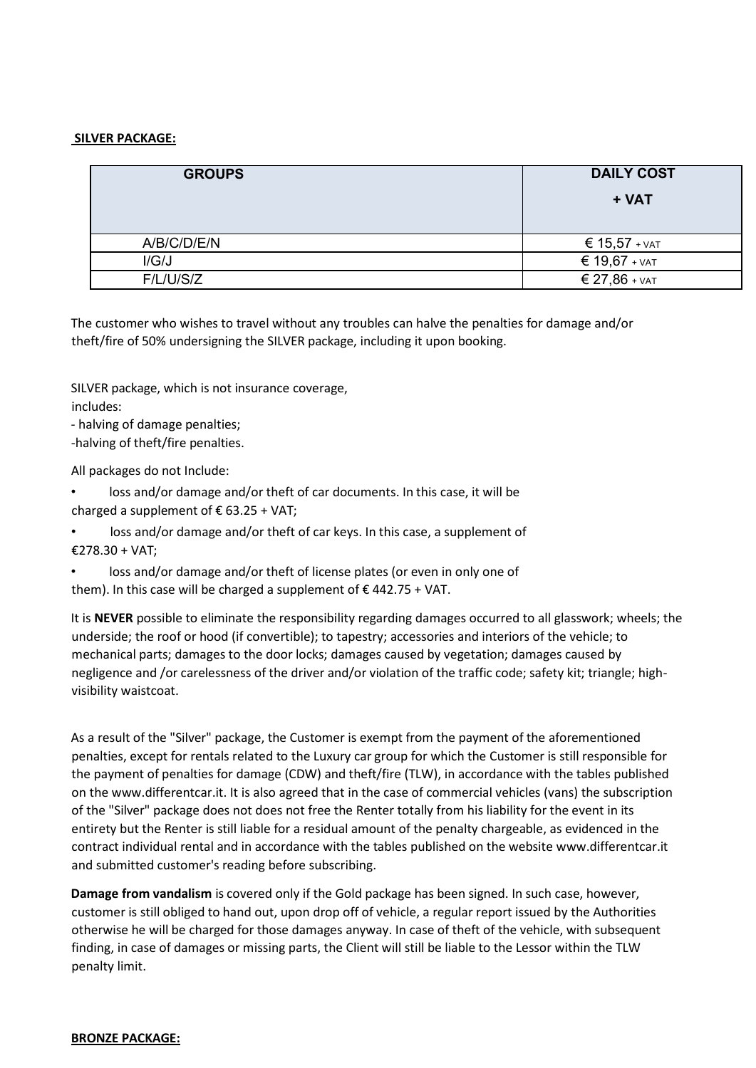**SILVER PACKAGE:**

| GROUPS | DAILY COST + VAT |
|---|---|
| A/B/C/D/E/N | € 15,57 + VAT |
| I/G/J | € 19,67 + VAT |
| F/L/U/S/Z | € 27,86 + VAT |

The customer who wishes to travel without any troubles can halve the penalties for damage and/or theft/fire of 50% undersigning the SILVER package, including it upon booking.

SILVER package, which is not insurance coverage, includes:
- halving of damage penalties;
- halving of theft/fire penalties.

All packages do not Include:

- loss and/or damage and/or theft of car documents. In this case, it will be charged a supplement of € 63.25 + VAT;
- loss and/or damage and/or theft of car keys. In this case, a supplement of €278.30 + VAT;
- loss and/or damage and/or theft of license plates (or even in only one of them). In this case will be charged a supplement of € 442.75 + VAT.

It is **NEVER** possible to eliminate the responsibility regarding damages occurred to all glasswork; wheels; the underside; the roof or hood (if convertible); to tapestry; accessories and interiors of the vehicle; to mechanical parts; damages to the door locks; damages caused by vegetation; damages caused by negligence and /or carelessness of the driver and/or violation of the traffic code; safety kit; triangle; high-visibility waistcoat.

As a result of the "Silver" package, the Customer is exempt from the payment of the aforementioned penalties, except for rentals related to the Luxury car group for which the Customer is still responsible for the payment of penalties for damage (CDW) and theft/fire (TLW), in accordance with the tables published on the www.differentcar.it. It is also agreed that in the case of commercial vehicles (vans) the subscription of the "Silver" package does not does not free the Renter totally from his liability for the event in its entirety but the Renter is still liable for a residual amount of the penalty chargeable, as evidenced in the contract individual rental and in accordance with the tables published on the website www.differentcar.it and submitted customer's reading before subscribing.

**Damage from vandalism** is covered only if the Gold package has been signed. In such case, however, customer is still obliged to hand out, upon drop off of vehicle, a regular report issued by the Authorities otherwise he will be charged for those damages anyway. In case of theft of the vehicle, with subsequent finding, in case of damages or missing parts, the Client will still be liable to the Lessor within the TLW penalty limit.

**BRONZE PACKAGE:**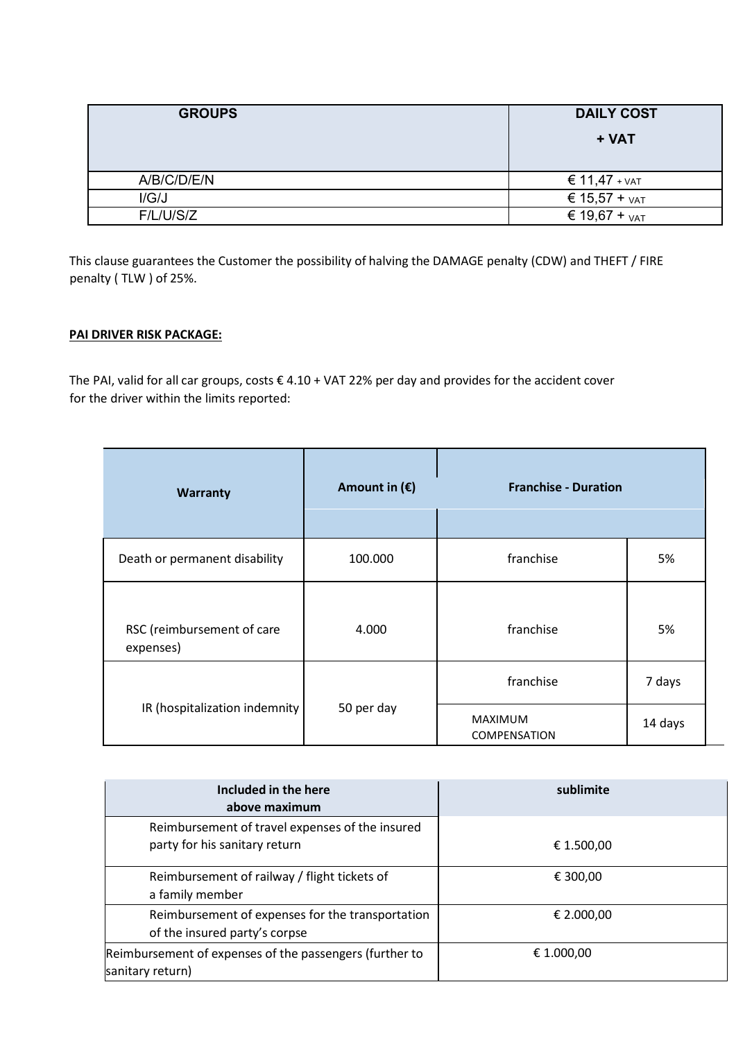| GROUPS | DAILY COST + VAT |
|---|---|
| A/B/C/D/E/N | € 11,47 + VAT |
| I/G/J | € 15,57 + VAT |
| F/L/U/S/Z | € 19,67 + VAT |

This clause guarantees the Customer the possibility of halving the DAMAGE penalty (CDW) and THEFT / FIRE penalty ( TLW ) of 25%.

**PAI DRIVER RISK PACKAGE:**

The PAI, valid for all car groups, costs € 4.10 + VAT 22% per day and provides for the accident cover for the driver within the limits reported:

| Warranty | Amount in (€) | Franchise - Duration | |
|---|---|---|---|
| Death or permanent disability | 100.000 | franchise | 5% |
| RSC (reimbursement of care expenses) | 4.000 | franchise | 5% |
| IR (hospitalization indemnity | 50 per day | franchise | 7 days |
| | | MAXIMUM COMPENSATION | 14 days |

| Included in the here above maximum | sublimite |
|---|---|
| Reimbursement of travel expenses of the insured party for his sanitary return | € 1.500,00 |
| Reimbursement of railway / flight tickets of a family member | € 300,00 |
| Reimbursement of expenses for the transportation of the insured party's corpse | € 2.000,00 |
| Reimbursement of expenses of the passengers (further to sanitary return) | € 1.000,00 |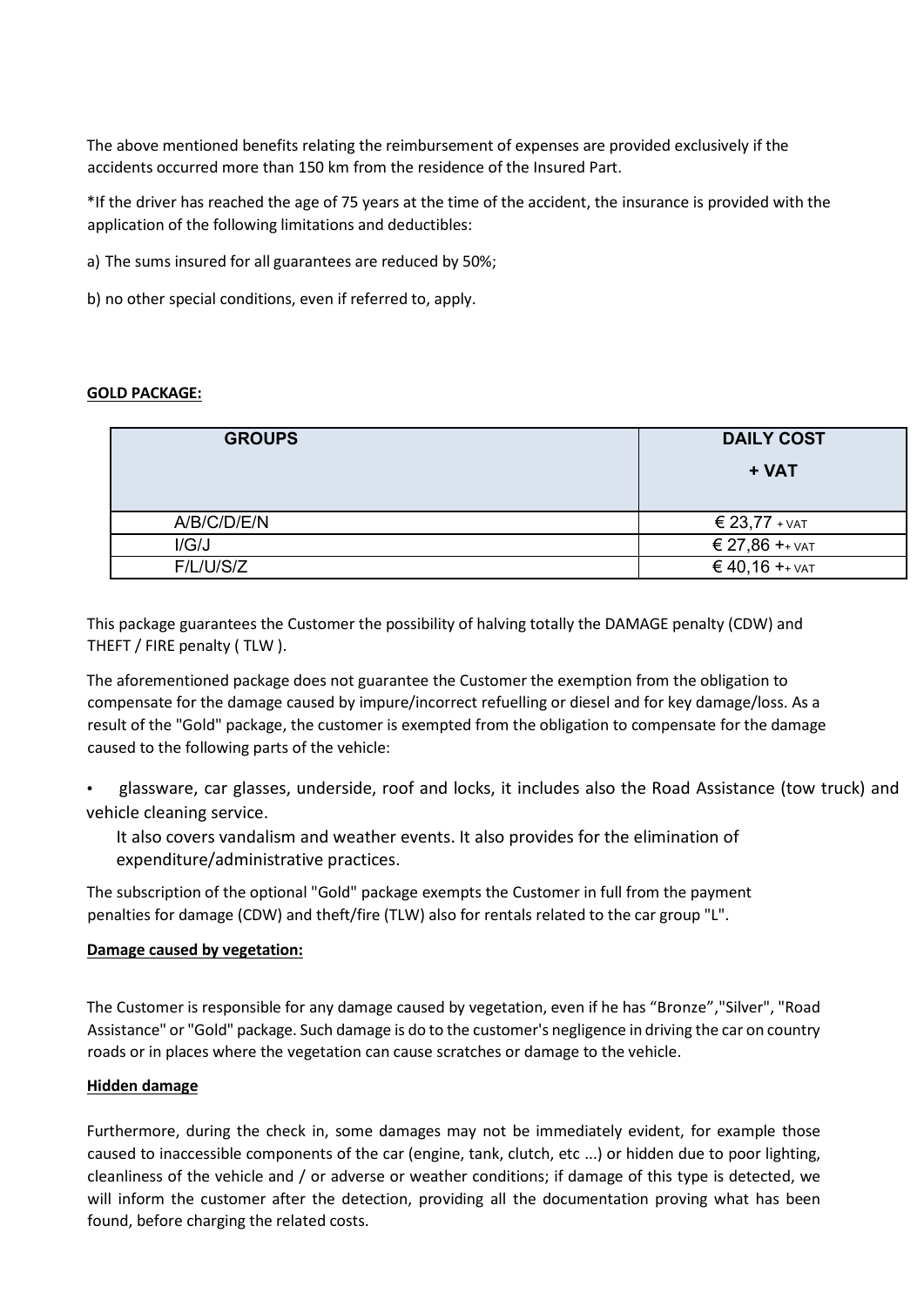The above mentioned benefits relating the reimbursement of expenses are provided exclusively if the accidents occurred more than 150 km from the residence of the Insured Part.

*If the driver has reached the age of 75 years at the time of the accident, the insurance is provided with the application of the following limitations and deductibles:

a) The sums insured for all guarantees are reduced by 50%;

b) no other special conditions, even if referred to, apply.

**GOLD PACKAGE:**

| GROUPS | DAILY COST + VAT |
|---|---|
| A/B/C/D/E/N | € 23,77 + VAT |
| I/G/J | € 27,86 ++ VAT |
| F/L/U/S/Z | € 40,16 ++ VAT |

This package guarantees the Customer the possibility of halving totally the DAMAGE penalty (CDW) and THEFT / FIRE penalty ( TLW ).

The aforementioned package does not guarantee the Customer the exemption from the obligation to compensate for the damage caused by impure/incorrect refuelling or diesel and for key damage/loss. As a result of the "Gold" package, the customer is exempted from the obligation to compensate for the damage caused to the following parts of the vehicle:

- glassware, car glasses, underside, roof and locks, it includes also the Road Assistance (tow truck) and vehicle cleaning service.

  It also covers vandalism and weather events. It also provides for the elimination of expenditure/administrative practices.

The subscription of the optional "Gold" package exempts the Customer in full from the payment penalties for damage (CDW) and theft/fire (TLW) also for rentals related to the car group "L".

**Damage caused by vegetation:**

The Customer is responsible for any damage caused by vegetation, even if he has "Bronze","Silver", "Road Assistance" or "Gold" package. Such damage is do to the customer's negligence in driving the car on country roads or in places where the vegetation can cause scratches or damage to the vehicle.

**Hidden damage**

Furthermore, during the check in, some damages may not be immediately evident, for example those caused to inaccessible components of the car (engine, tank, clutch, etc ...) or hidden due to poor lighting, cleanliness of the vehicle and / or adverse or weather conditions; if damage of this type is detected, we will inform the customer after the detection, providing all the documentation proving what has been found, before charging the related costs.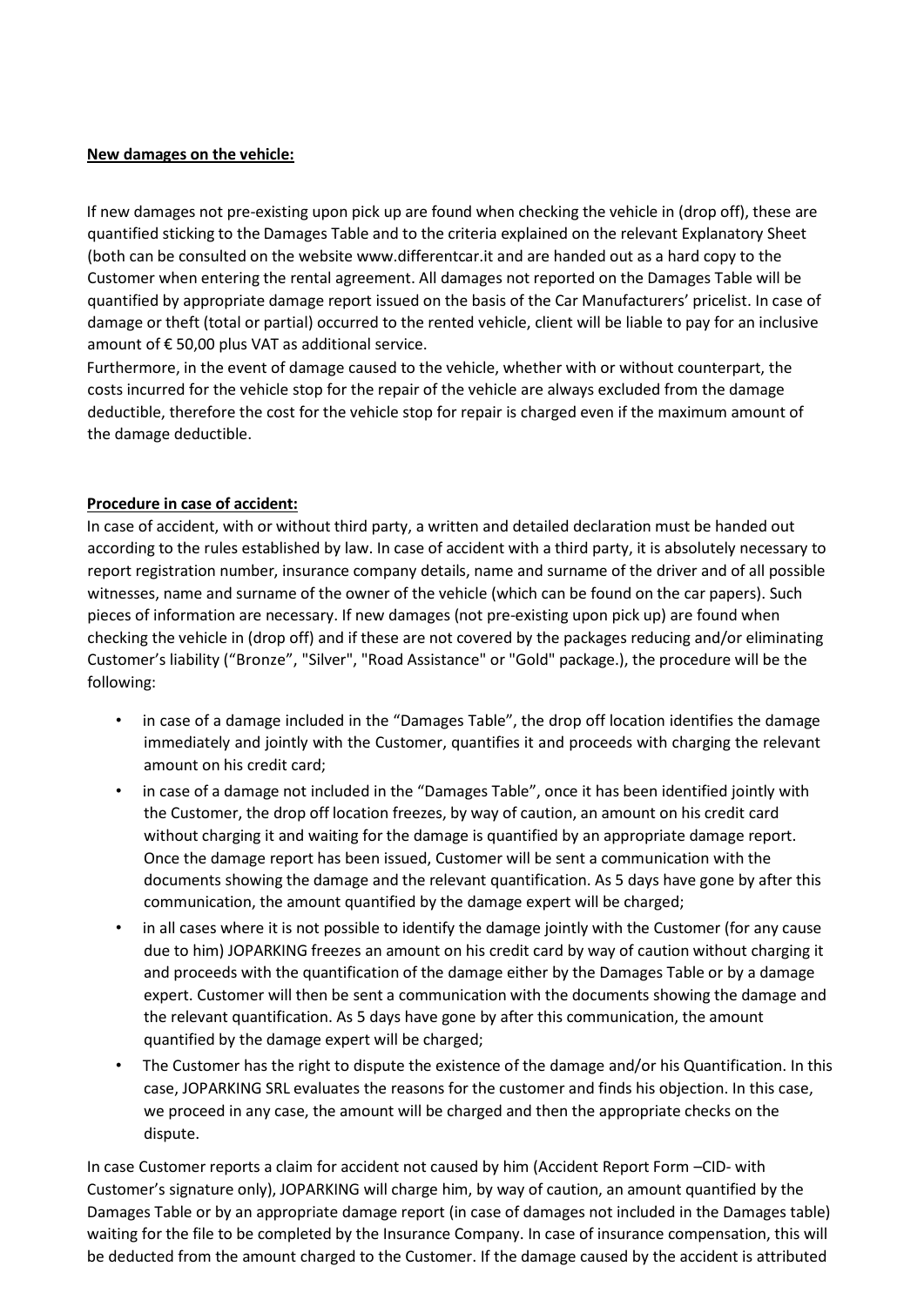**New damages on the vehicle:**

If new damages not pre-existing upon pick up are found when checking the vehicle in (drop off), these are quantified sticking to the Damages Table and to the criteria explained on the relevant Explanatory Sheet (both can be consulted on the website www.differentcar.it and are handed out as a hard copy to the Customer when entering the rental agreement. All damages not reported on the Damages Table will be quantified by appropriate damage report issued on the basis of the Car Manufacturers' pricelist. In case of damage or theft (total or partial) occurred to the rented vehicle, client will be liable to pay for an inclusive amount of € 50,00 plus VAT as additional service.
Furthermore, in the event of damage caused to the vehicle, whether with or without counterpart, the costs incurred for the vehicle stop for the repair of the vehicle are always excluded from the damage deductible, therefore the cost for the vehicle stop for repair is charged even if the maximum amount of the damage deductible.

**Procedure in case of accident:**

In case of accident, with or without third party, a written and detailed declaration must be handed out according to the rules established by law. In case of accident with a third party, it is absolutely necessary to report registration number, insurance company details, name and surname of the driver and of all possible witnesses, name and surname of the owner of the vehicle (which can be found on the car papers). Such pieces of information are necessary. If new damages (not pre-existing upon pick up) are found when checking the vehicle in (drop off) and if these are not covered by the packages reducing and/or eliminating Customer's liability ("Bronze", "Silver", "Road Assistance" or "Gold" package.), the procedure will be the following:

- in case of a damage included in the "Damages Table", the drop off location identifies the damage immediately and jointly with the Customer, quantifies it and proceeds with charging the relevant amount on his credit card;
- in case of a damage not included in the "Damages Table", once it has been identified jointly with the Customer, the drop off location freezes, by way of caution, an amount on his credit card without charging it and waiting for the damage is quantified by an appropriate damage report. Once the damage report has been issued, Customer will be sent a communication with the documents showing the damage and the relevant quantification. As 5 days have gone by after this communication, the amount quantified by the damage expert will be charged;
- in all cases where it is not possible to identify the damage jointly with the Customer (for any cause due to him) JOPARKING freezes an amount on his credit card by way of caution without charging it and proceeds with the quantification of the damage either by the Damages Table or by a damage expert. Customer will then be sent a communication with the documents showing the damage and the relevant quantification. As 5 days have gone by after this communication, the amount quantified by the damage expert will be charged;
- The Customer has the right to dispute the existence of the damage and/or his Quantification. In this case, JOPARKING SRL evaluates the reasons for the customer and finds his objection. In this case, we proceed in any case, the amount will be charged and then the appropriate checks on the dispute.

In case Customer reports a claim for accident not caused by him (Accident Report Form –CID- with Customer's signature only), JOPARKING will charge him, by way of caution, an amount quantified by the Damages Table or by an appropriate damage report (in case of damages not included in the Damages table) waiting for the file to be completed by the Insurance Company. In case of insurance compensation, this will be deducted from the amount charged to the Customer. If the damage caused by the accident is attributed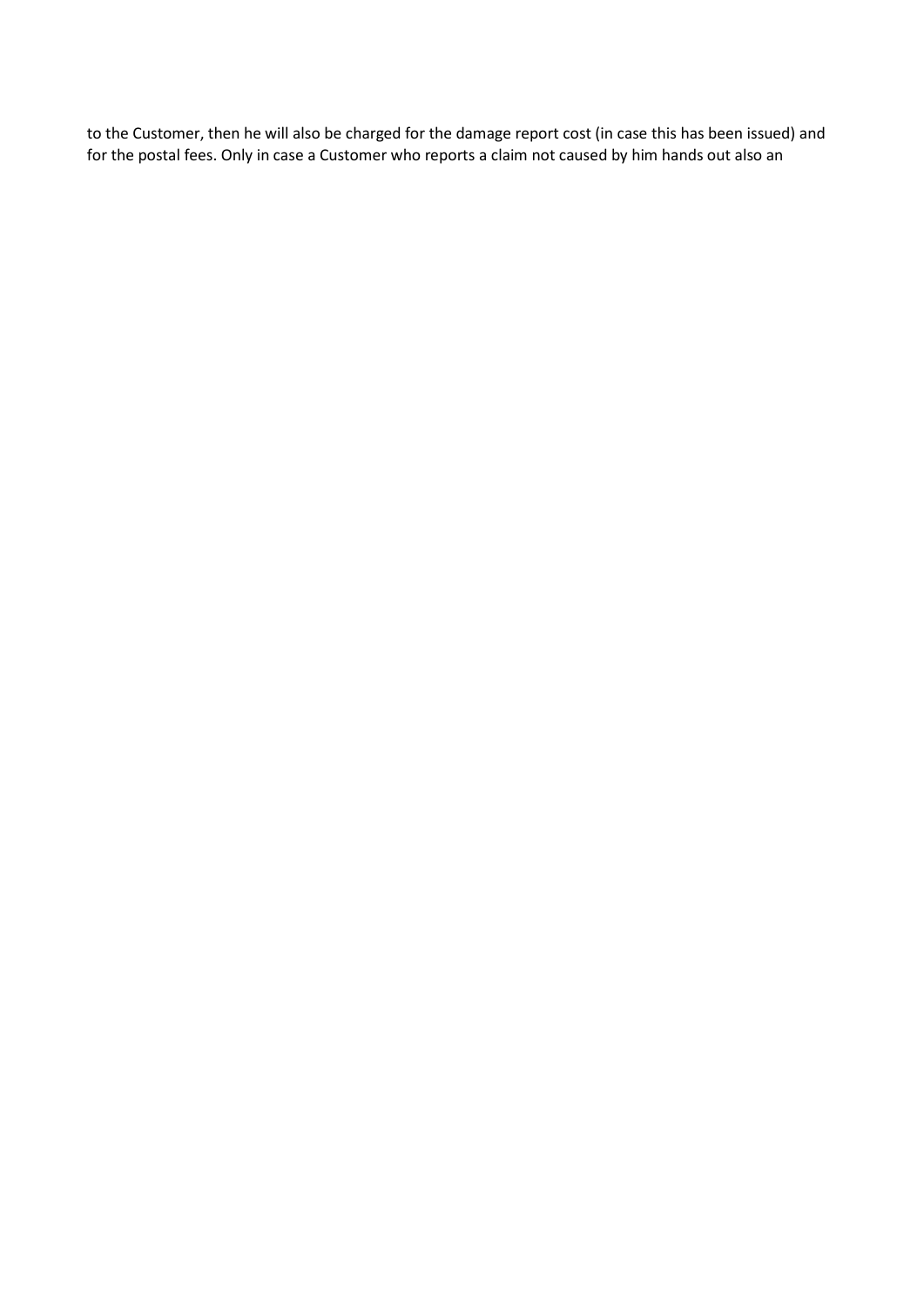to the Customer, then he will also be charged for the damage report cost (in case this has been issued) and for the postal fees. Only in case a Customer who reports a claim not caused by him hands out also an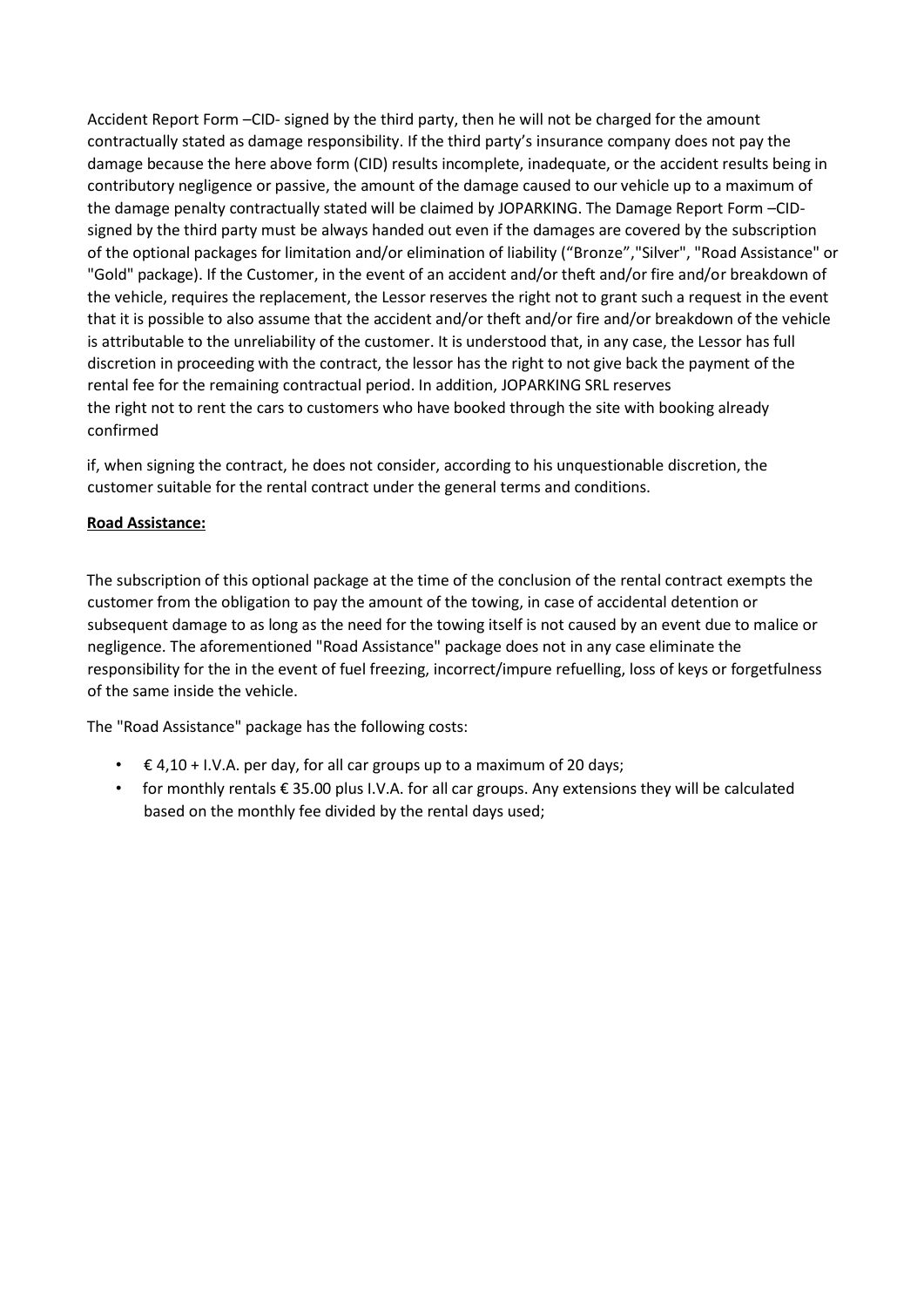Accident Report Form –CID- signed by the third party, then he will not be charged for the amount contractually stated as damage responsibility. If the third party's insurance company does not pay the damage because the here above form (CID) results incomplete, inadequate, or the accident results being in contributory negligence or passive, the amount of the damage caused to our vehicle up to a maximum of the damage penalty contractually stated will be claimed by JOPARKING. The Damage Report Form –CID- signed by the third party must be always handed out even if the damages are covered by the subscription of the optional packages for limitation and/or elimination of liability ("Bronze","Silver", "Road Assistance" or "Gold" package). If the Customer, in the event of an accident and/or theft and/or fire and/or breakdown of the vehicle, requires the replacement, the Lessor reserves the right not to grant such a request in the event that it is possible to also assume that the accident and/or theft and/or fire and/or breakdown of the vehicle is attributable to the unreliability of the customer. It is understood that, in any case, the Lessor has full discretion in proceeding with the contract, the lessor has the right to not give back the payment of the rental fee for the remaining contractual period. In addition, JOPARKING SRL reserves the right not to rent the cars to customers who have booked through the site with booking already confirmed

if, when signing the contract, he does not consider, according to his unquestionable discretion, the customer suitable for the rental contract under the general terms and conditions.

**Road Assistance:**

The subscription of this optional package at the time of the conclusion of the rental contract exempts the customer from the obligation to pay the amount of the towing, in case of accidental detention or subsequent damage to as long as the need for the towing itself is not caused by an event due to malice or negligence. The aforementioned "Road Assistance" package does not in any case eliminate the responsibility for the in the event of fuel freezing, incorrect/impure refuelling, loss of keys or forgetfulness of the same inside the vehicle.

The "Road Assistance" package has the following costs:

- € 4,10 + I.V.A. per day, for all car groups up to a maximum of 20 days;
- for monthly rentals € 35.00 plus I.V.A. for all car groups. Any extensions they will be calculated based on the monthly fee divided by the rental days used;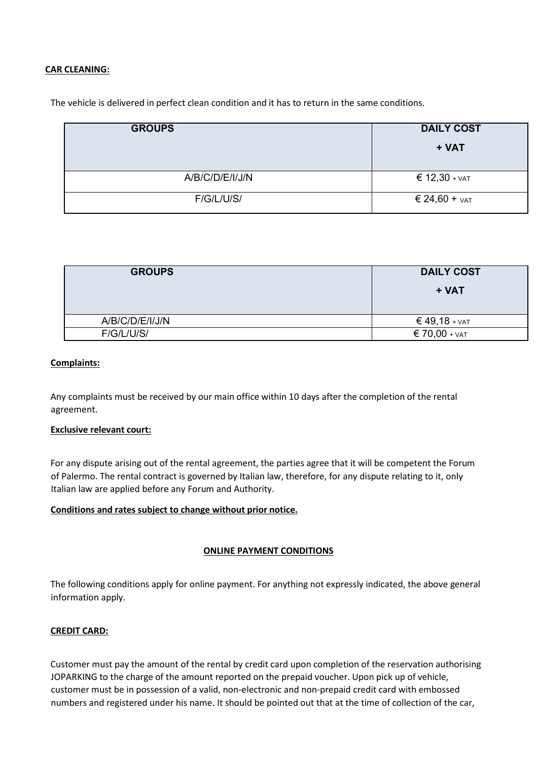**CAR CLEANING:**

The vehicle is delivered in perfect clean condition and it has to return in the same conditions.

| GROUPS | DAILY COST + VAT |
|---|---|
| A/B/C/D/E/I/J/N | € 12,30 + VAT |
| F/G/L/U/S/ | € 24,60 + VAT |

| GROUPS | DAILY COST + VAT |
|---|---|
| A/B/C/D/E/I/J/N | € 49,18 + VAT |
| F/G/L/U/S/ | € 70,00 + VAT |

**Complaints:**

Any complaints must be received by our main office within 10 days after the completion of the rental agreement.

**Exclusive relevant court:**

For any dispute arising out of the rental agreement, the parties agree that it will be competent the Forum of Palermo. The rental contract is governed by Italian law, therefore, for any dispute relating to it, only Italian law are applied before any Forum and Authority.

**Conditions and rates subject to change without prior notice.**

**ONLINE PAYMENT CONDITIONS**

The following conditions apply for online payment. For anything not expressly indicated, the above general information apply.

**CREDIT CARD:**

Customer must pay the amount of the rental by credit card upon completion of the reservation authorising JOPARKING to the charge of the amount reported on the prepaid voucher. Upon pick up of vehicle, customer must be in possession of a valid, non-electronic and non-prepaid credit card with embossed numbers and registered under his name. It should be pointed out that at the time of collection of the car,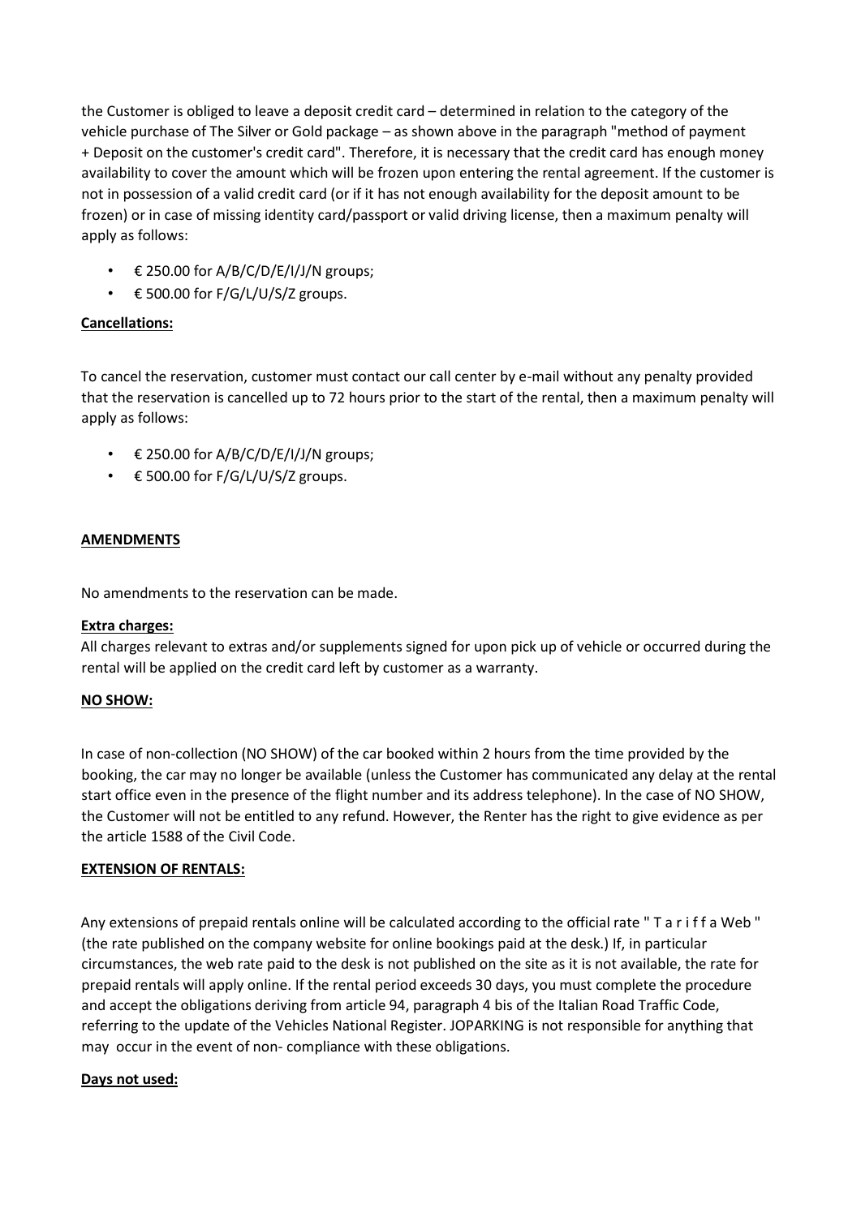the Customer is obliged to leave a deposit credit card – determined in relation to the category of the vehicle purchase of The Silver or Gold package – as shown above in the paragraph "method of payment + Deposit on the customer's credit card". Therefore, it is necessary that the credit card has enough money availability to cover the amount which will be frozen upon entering the rental agreement. If the customer is not in possession of a valid credit card (or if it has not enough availability for the deposit amount to be frozen) or in case of missing identity card/passport or valid driving license, then a maximum penalty will apply as follows:

- € 250.00 for A/B/C/D/E/I/J/N groups;
- € 500.00 for F/G/L/U/S/Z groups.

**Cancellations:**

To cancel the reservation, customer must contact our call center by e-mail without any penalty provided that the reservation is cancelled up to 72 hours prior to the start of the rental, then a maximum penalty will apply as follows:

- € 250.00 for A/B/C/D/E/I/J/N groups;
- € 500.00 for F/G/L/U/S/Z groups.

**AMENDMENTS**

No amendments to the reservation can be made.

**Extra charges:**

All charges relevant to extras and/or supplements signed for upon pick up of vehicle or occurred during the rental will be applied on the credit card left by customer as a warranty.

**NO SHOW:**

In case of non-collection (NO SHOW) of the car booked within 2 hours from the time provided by the booking, the car may no longer be available (unless the Customer has communicated any delay at the rental start office even in the presence of the flight number and its address telephone). In the case of NO SHOW, the Customer will not be entitled to any refund. However, the Renter has the right to give evidence as per the article 1588 of the Civil Code.

**EXTENSION OF RENTALS:**

Any extensions of prepaid rentals online will be calculated according to the official rate " T a r i f f a Web " (the rate published on the company website for online bookings paid at the desk.) If, in particular circumstances, the web rate paid to the desk is not published on the site as it is not available, the rate for prepaid rentals will apply online. If the rental period exceeds 30 days, you must complete the procedure and accept the obligations deriving from article 94, paragraph 4 bis of the Italian Road Traffic Code, referring to the update of the Vehicles National Register. JOPARKING is not responsible for anything that may occur in the event of non- compliance with these obligations.

**Days not used:**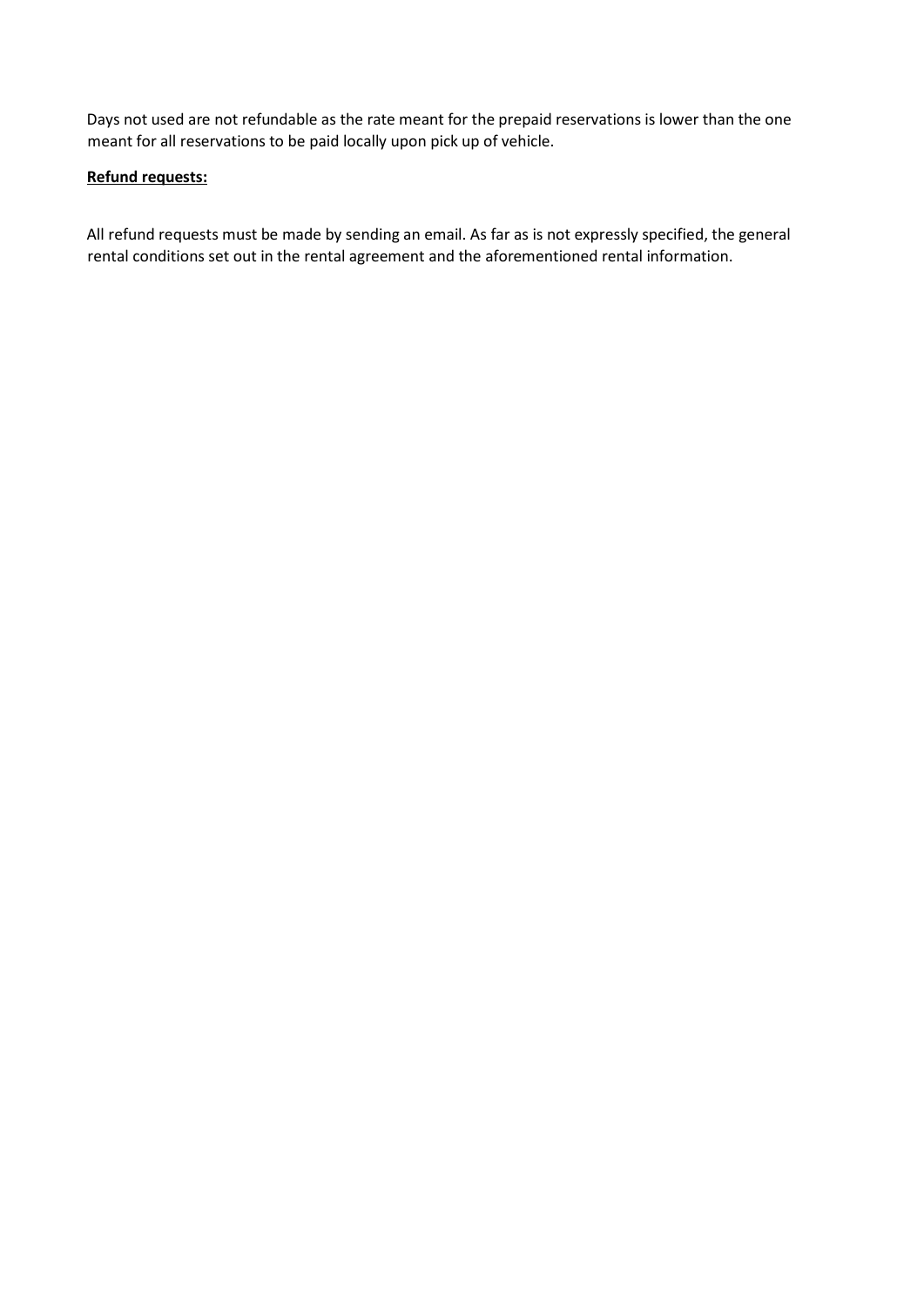Days not used are not refundable as the rate meant for the prepaid reservations is lower than the one meant for all reservations to be paid locally upon pick up of vehicle.

**Refund requests:**

All refund requests must be made by sending an email. As far as is not expressly specified, the general rental conditions set out in the rental agreement and the aforementioned rental information.